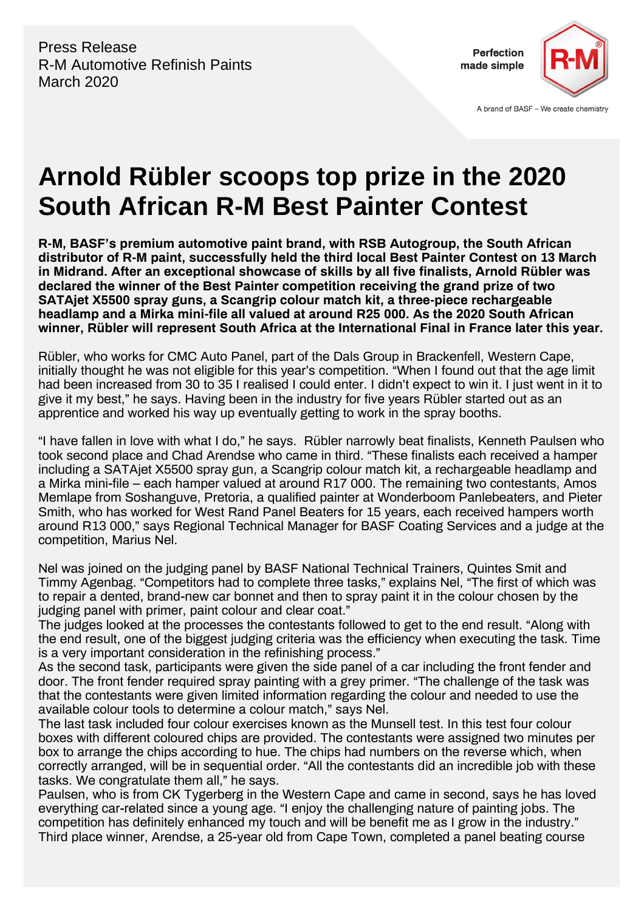Press Release
R-M Automotive Refinish Paints
March 2020

Perfection made simple

A brand of BASF – We create chemistry

# Arnold Rübler scoops top prize in the 2020 South African R-M Best Painter Contest

**R-M, BASF's premium automotive paint brand, with RSB Autogroup, the South African distributor of R-M paint, successfully held the third local Best Painter Contest on 13 March in Midrand. After an exceptional showcase of skills by all five finalists, Arnold Rübler was declared the winner of the Best Painter competition receiving the grand prize of two SATAjet X5500 spray guns, a Scangrip colour match kit, a three-piece rechargeable headlamp and a Mirka mini-file all valued at around R25 000. As the 2020 South African winner, Rübler will represent South Africa at the International Final in France later this year.**

Rübler, who works for CMC Auto Panel, part of the Dals Group in Brackenfell, Western Cape, initially thought he was not eligible for this year's competition. "When I found out that the age limit had been increased from 30 to 35 I realised I could enter. I didn't expect to win it. I just went in it to give it my best," he says. Having been in the industry for five years Rübler started out as an apprentice and worked his way up eventually getting to work in the spray booths.

"I have fallen in love with what I do," he says. Rübler narrowly beat finalists, Kenneth Paulsen who took second place and Chad Arendse who came in third. "These finalists each received a hamper including a SATAjet X5500 spray gun, a Scangrip colour match kit, a rechargeable headlamp and a Mirka mini-file – each hamper valued at around R17 000. The remaining two contestants, Amos Memlape from Soshanguve, Pretoria, a qualified painter at Wonderboom Panlebeaters, and Pieter Smith, who has worked for West Rand Panel Beaters for 15 years, each received hampers worth around R13 000," says Regional Technical Manager for BASF Coating Services and a judge at the competition, Marius Nel.

Nel was joined on the judging panel by BASF National Technical Trainers, Quintes Smit and Timmy Agenbag. "Competitors had to complete three tasks," explains Nel, "The first of which was to repair a dented, brand-new car bonnet and then to spray paint it in the colour chosen by the judging panel with primer, paint colour and clear coat."

The judges looked at the processes the contestants followed to get to the end result. "Along with the end result, one of the biggest judging criteria was the efficiency when executing the task. Time is a very important consideration in the refinishing process."

As the second task, participants were given the side panel of a car including the front fender and door. The front fender required spray painting with a grey primer. "The challenge of the task was that the contestants were given limited information regarding the colour and needed to use the available colour tools to determine a colour match," says Nel.

The last task included four colour exercises known as the Munsell test. In this test four colour boxes with different coloured chips are provided. The contestants were assigned two minutes per box to arrange the chips according to hue. The chips had numbers on the reverse which, when correctly arranged, will be in sequential order. "All the contestants did an incredible job with these tasks. We congratulate them all," he says.

Paulsen, who is from CK Tygerberg in the Western Cape and came in second, says he has loved everything car-related since a young age. "I enjoy the challenging nature of painting jobs. The competition has definitely enhanced my touch and will be benefit me as I grow in the industry."

Third place winner, Arendse, a 25-year old from Cape Town, completed a panel beating course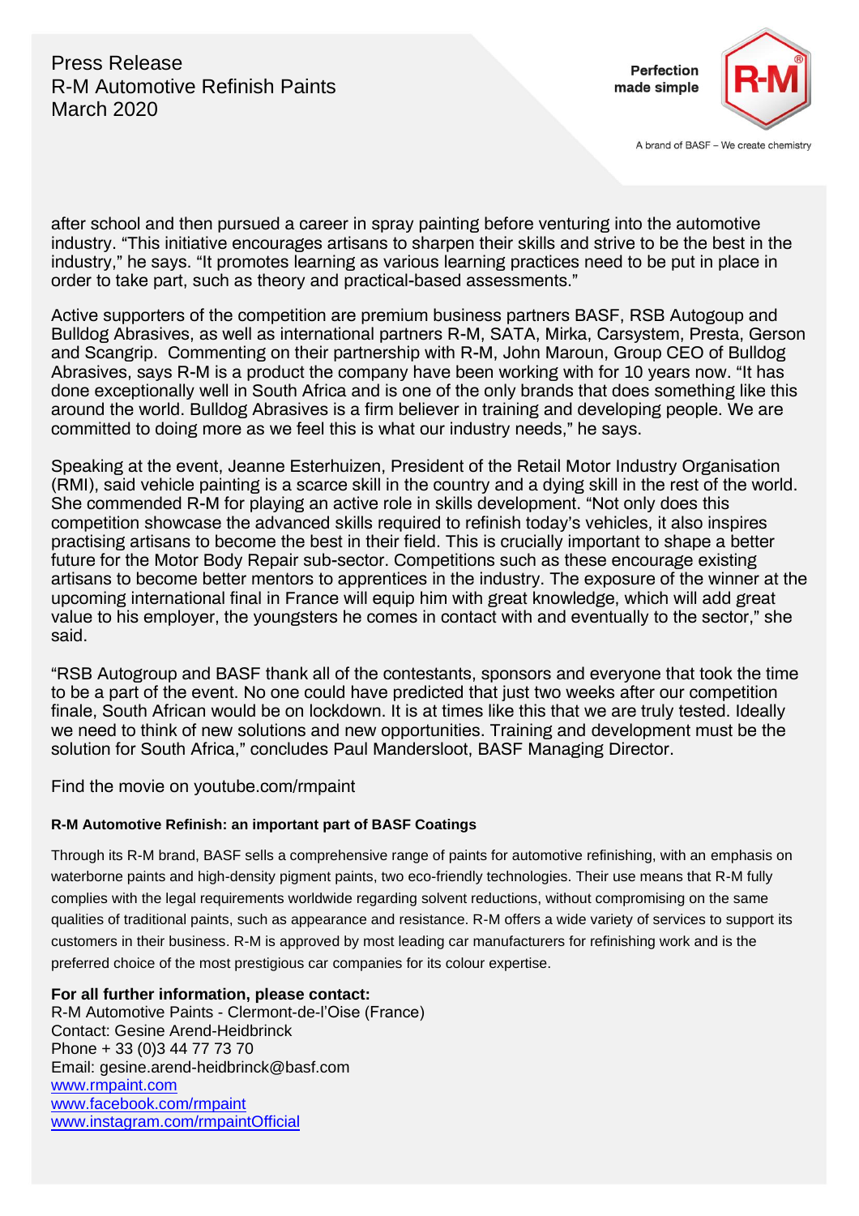after school and then pursued a career in spray painting before venturing into the automotive industry. “This initiative encourages artisans to sharpen their skills and strive to be the best in the industry,” he says. “It promotes learning as various learning practices need to be put in place in order to take part, such as theory and practical-based assessments.”

Active supporters of the competition are premium business partners BASF, RSB Autogoup and Bulldog Abrasives, as well as international partners R-M, SATA, Mirka, Carsystem, Presta, Gerson and Scangrip. Commenting on their partnership with R-M, John Maroun, Group CEO of Bulldog Abrasives, says R-M is a product the company have been working with for 10 years now. “It has done exceptionally well in South Africa and is one of the only brands that does something like this around the world. Bulldog Abrasives is a firm believer in training and developing people. We are committed to doing more as we feel this is what our industry needs,” he says.

Speaking at the event, Jeanne Esterhuizen, President of the Retail Motor Industry Organisation (RMI), said vehicle painting is a scarce skill in the country and a dying skill in the rest of the world. She commended R-M for playing an active role in skills development. “Not only does this competition showcase the advanced skills required to refinish today’s vehicles, it also inspires practising artisans to become the best in their field. This is crucially important to shape a better future for the Motor Body Repair sub-sector. Competitions such as these encourage existing artisans to become better mentors to apprentices in the industry. The exposure of the winner at the upcoming international final in France will equip him with great knowledge, which will add great value to his employer, the youngsters he comes in contact with and eventually to the sector,” she said.

“RSB Autogroup and BASF thank all of the contestants, sponsors and everyone that took the time to be a part of the event. No one could have predicted that just two weeks after our competition finale, South African would be on lockdown. It is at times like this that we are truly tested. Ideally we need to think of new solutions and new opportunities. Training and development must be the solution for South Africa,” concludes Paul Mandersloot, BASF Managing Director.

Find the movie on youtube.com/rmpaint

**R-M Automotive Refinish: an important part of BASF Coatings**

Through its R-M brand, BASF sells a comprehensive range of paints for automotive refinishing, with an emphasis on waterborne paints and high-density pigment paints, two eco-friendly technologies. Their use means that R-M fully complies with the legal requirements worldwide regarding solvent reductions, without compromising on the same qualities of traditional paints, such as appearance and resistance. R-M offers a wide variety of services to support its customers in their business. R-M is approved by most leading car manufacturers for refinishing work and is the preferred choice of the most prestigious car companies for its colour expertise.

**For all further information, please contact:**
R-M Automotive Paints - Clermont-de-l'Oise (France)
Contact: Gesine Arend-Heidbrinck
Phone + 33 (0)3 44 77 73 70
Email: gesine.arend-heidbrinck@basf.com
www.rmpaint.com
www.facebook.com/rmpaint
www.instagram.com/rmpaintOfficial